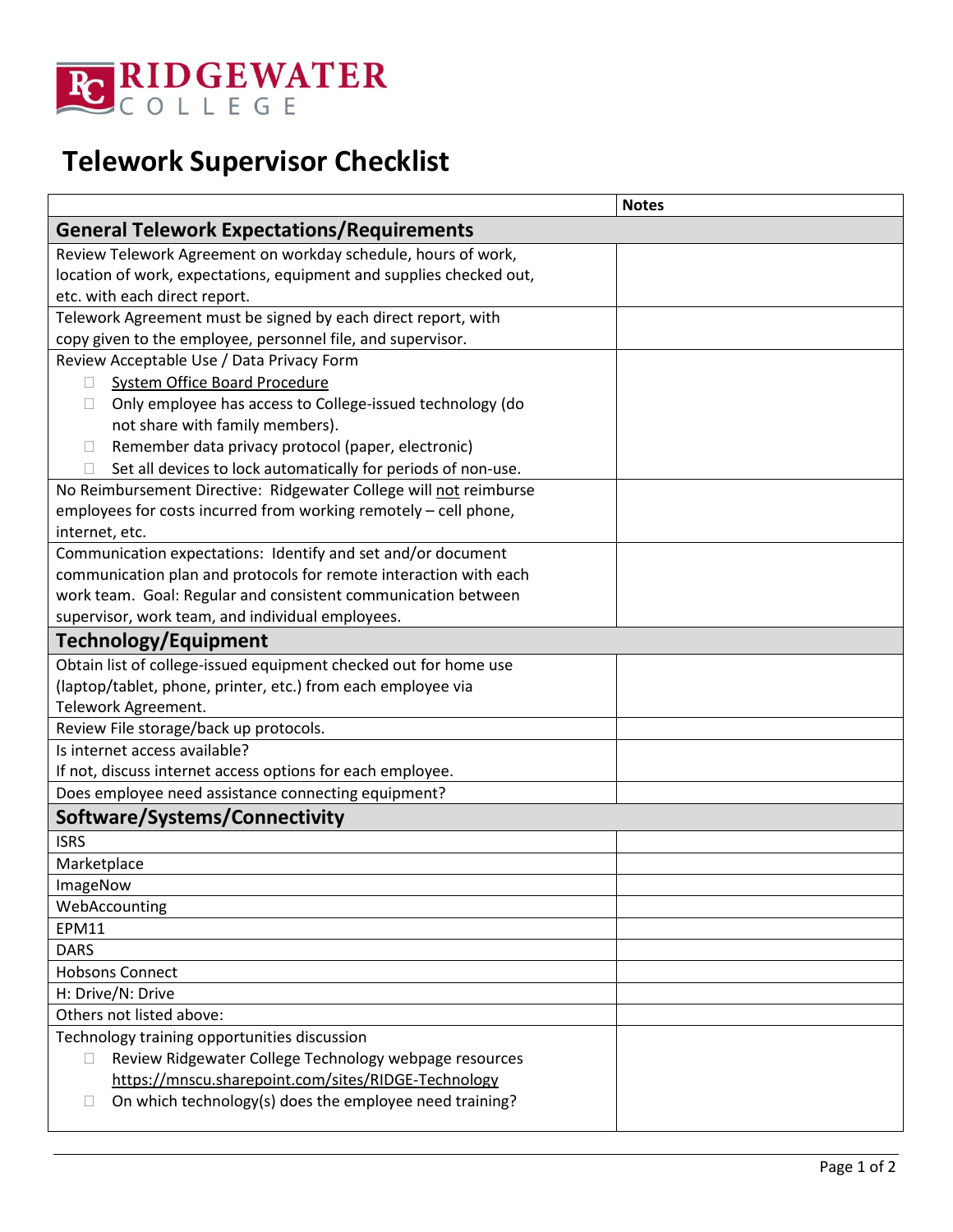RIDGEWATER COLLEGE

# Telework Supervisor Checklist

| | Notes |
|---|---|
| **General Telework Expectations/Requirements** | |
| Review Telework Agreement on workday schedule, hours of work, location of work, expectations, equipment and supplies checked out, etc. with each direct report. | |
| Telework Agreement must be signed by each direct report, with copy given to the employee, personnel file, and supervisor. | |
| Review Acceptable Use / Data Privacy Form<br>☐ System Office Board Procedure<br>☐ Only employee has access to College-issued technology (do not share with family members).<br>☐ Remember data privacy protocol (paper, electronic)<br>☐ Set all devices to lock automatically for periods of non-use. | |
| No Reimbursement Directive: Ridgewater College will not reimburse employees for costs incurred from working remotely – cell phone, internet, etc. | |
| Communication expectations: Identify and set and/or document communication plan and protocols for remote interaction with each work team. Goal: Regular and consistent communication between supervisor, work team, and individual employees. | |
| **Technology/Equipment** | |
| Obtain list of college-issued equipment checked out for home use (laptop/tablet, phone, printer, etc.) from each employee via Telework Agreement. | |
| Review File storage/back up protocols. | |
| Is internet access available?<br>If not, discuss internet access options for each employee. | |
| Does employee need assistance connecting equipment? | |
| **Software/Systems/Connectivity** | |
| ISRS | |
| Marketplace | |
| ImageNow | |
| WebAccounting | |
| EPM11 | |
| DARS | |
| Hobsons Connect | |
| H: Drive/N: Drive | |
| Others not listed above: | |
| Technology training opportunities discussion<br>☐ Review Ridgewater College Technology webpage resources https://mnscu.sharepoint.com/sites/RIDGE-Technology<br>☐ On which technology(s) does the employee need training? | |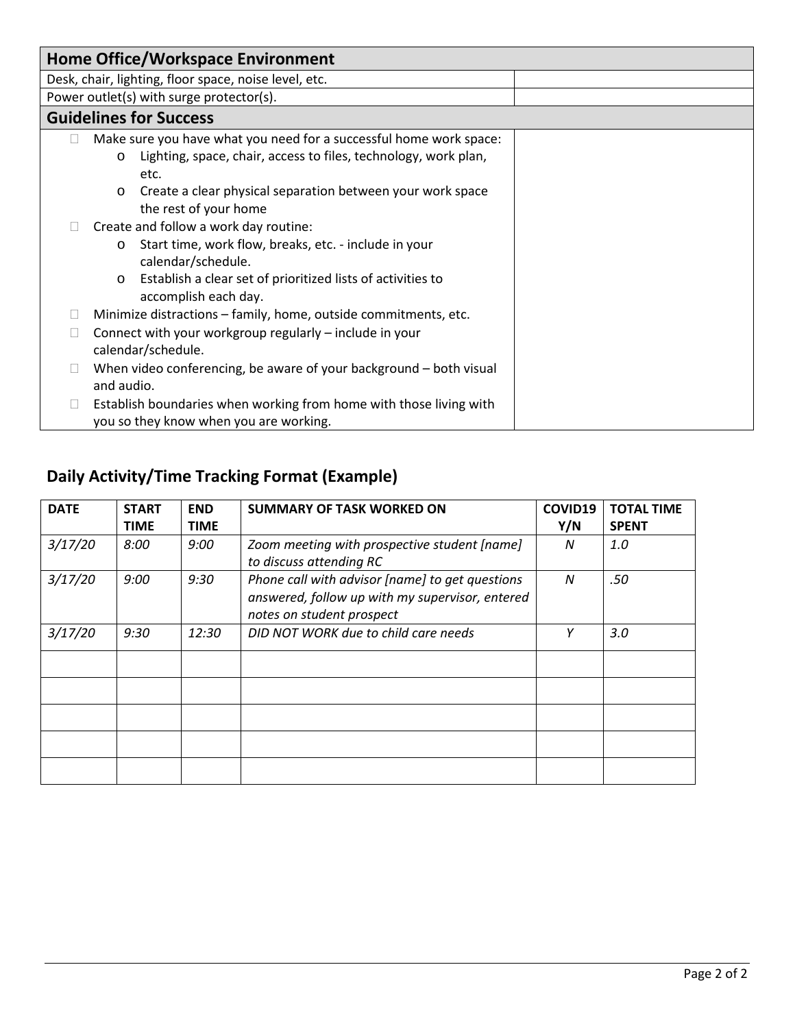| Home Office/Workspace Environment | |
|---|---|
| Desk, chair, lighting, floor space, noise level, etc. | |
| Power outlet(s) with surge protector(s). | |
| **Guidelines for Success** | |
| ☐ Make sure you have what you need for a successful home work space:<br>o Lighting, space, chair, access to files, technology, work plan, etc.<br>o Create a clear physical separation between your work space the rest of your home<br>☐ Create and follow a work day routine:<br>o Start time, work flow, breaks, etc. - include in your calendar/schedule.<br>o Establish a clear set of prioritized lists of activities to accomplish each day.<br>☐ Minimize distractions – family, home, outside commitments, etc.<br>☐ Connect with your workgroup regularly – include in your calendar/schedule.<br>☐ When video conferencing, be aware of your background – both visual and audio.<br>☐ Establish boundaries when working from home with those living with you so they know when you are working. | |

## Daily Activity/Time Tracking Format (Example)

| DATE | START TIME | END TIME | SUMMARY OF TASK WORKED ON | COVID19 Y/N | TOTAL TIME SPENT |
|---|---|---|---|---|---|
| *3/17/20* | *8:00* | *9:00* | *Zoom meeting with prospective student [name] to discuss attending RC* | *N* | *1.0* |
| *3/17/20* | *9:00* | *9:30* | *Phone call with advisor [name] to get questions answered, follow up with my supervisor, entered notes on student prospect* | *N* | *.50* |
| *3/17/20* | *9:30* | *12:30* | *DID NOT WORK due to child care needs* | *Y* | *3.0* |
| | | | | | |
| | | | | | |
| | | | | | |
| | | | | | |
| | | | | | |